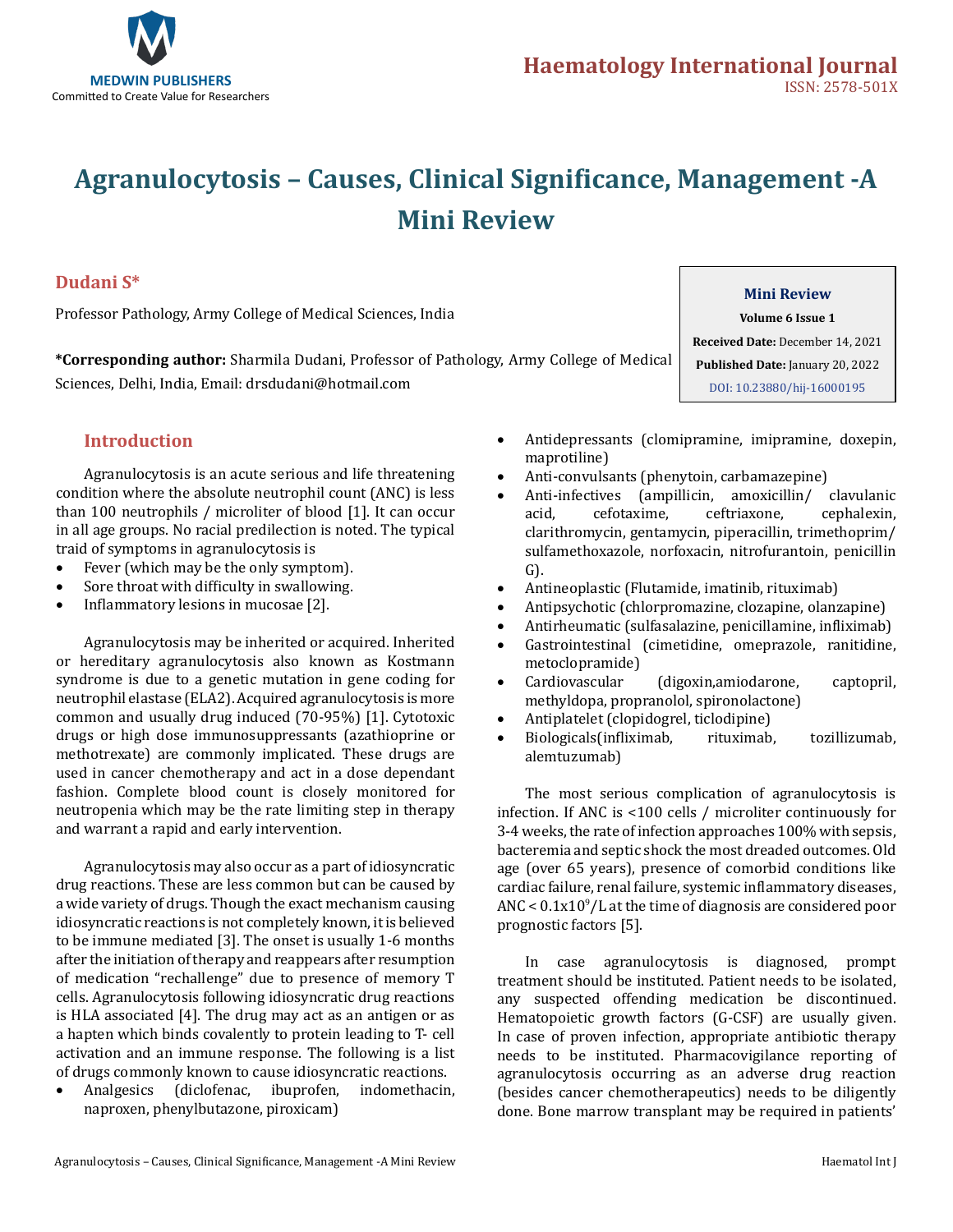# Agranulocytosis – Causes, Clinical Significance, Management -A Mini Review

**Dudani S***

Professor Pathology, Army College of Medical Sciences, India

**\*Corresponding author:** Sharmila Dudani, Professor of Pathology, Army College of Medical Sciences, Delhi, India, Email: drsdudani@hotmail.com

**Mini Review**
**Volume 6 Issue 1**
**Received Date:** December 14, 2021
**Published Date:** January 20, 2022
DOI: 10.23880/hij-16000195

## Introduction

Agranulocytosis is an acute serious and life threatening condition where the absolute neutrophil count (ANC) is less than 100 neutrophils / microliter of blood [1]. It can occur in all age groups. No racial predilection is noted. The typical traid of symptoms in agranulocytosis is

- Fever (which may be the only symptom).
- Sore throat with difficulty in swallowing.
- Inflammatory lesions in mucosae [2].

Agranulocytosis may be inherited or acquired. Inherited or hereditary agranulocytosis also known as Kostmann syndrome is due to a genetic mutation in gene coding for neutrophil elastase (ELA2). Acquired agranulocytosis is more common and usually drug induced (70-95%) [1]. Cytotoxic drugs or high dose immunosuppressants (azathioprine or methotrexate) are commonly implicated. These drugs are used in cancer chemotherapy and act in a dose dependant fashion. Complete blood count is closely monitored for neutropenia which may be the rate limiting step in therapy and warrant a rapid and early intervention.

Agranulocytosis may also occur as a part of idiosyncratic drug reactions. These are less common but can be caused by a wide variety of drugs. Though the exact mechanism causing idiosyncratic reactions is not completely known, it is believed to be immune mediated [3]. The onset is usually 1-6 months after the initiation of therapy and reappears after resumption of medication "rechallenge" due to presence of memory T cells. Agranulocytosis following idiosyncratic drug reactions is HLA associated [4]. The drug may act as an antigen or as a hapten which binds covalently to protein leading to T- cell activation and an immune response. The following is a list of drugs commonly known to cause idiosyncratic reactions.

- Analgesics (diclofenac, ibuprofen, indomethacin, naproxen, phenylbutazone, piroxicam)
- Antidepressants (clomipramine, imipramine, doxepin, maprotiline)
- Anti-convulsants (phenytoin, carbamazepine)
- Anti-infectives (ampillicin, amoxicillin/ clavulanic acid, cefotaxime, ceftriaxone, cephalexin, clarithromycin, gentamycin, piperacillin, trimethoprim/ sulfamethoxazole, norfoxacin, nitrofurantoin, penicillin G).
- Antineoplastic (Flutamide, imatinib, rituximab)
- Antipsychotic (chlorpromazine, clozapine, olanzapine)
- Antirheumatic (sulfasalazine, penicillamine, infliximab)
- Gastrointestinal (cimetidine, omeprazole, ranitidine, metoclopramide)
- Cardiovascular (digoxin,amiodarone, captopril, methyldopa, propranolol, spironolactone)
- Antiplatelet (clopidogrel, ticlodipine)
- Biologicals(infliximab, rituximab, tozillizumab, alemtuzumab)

The most serious complication of agranulocytosis is infection. If ANC is <100 cells / microliter continuously for 3-4 weeks, the rate of infection approaches 100% with sepsis, bacteremia and septic shock the most dreaded outcomes. Old age (over 65 years), presence of comorbid conditions like cardiac failure, renal failure, systemic inflammatory diseases, ANC < $0.1 \times 10^9$/L at the time of diagnosis are considered poor prognostic factors [5].

In case agranulocytosis is diagnosed, prompt treatment should be instituted. Patient needs to be isolated, any suspected offending medication be discontinued. Hematopoietic growth factors (G-CSF) are usually given. In case of proven infection, appropriate antibiotic therapy needs to be instituted. Pharmacovigilance reporting of agranulocytosis occurring as an adverse drug reaction (besides cancer chemotherapeutics) needs to be diligently done. Bone marrow transplant may be required in patients'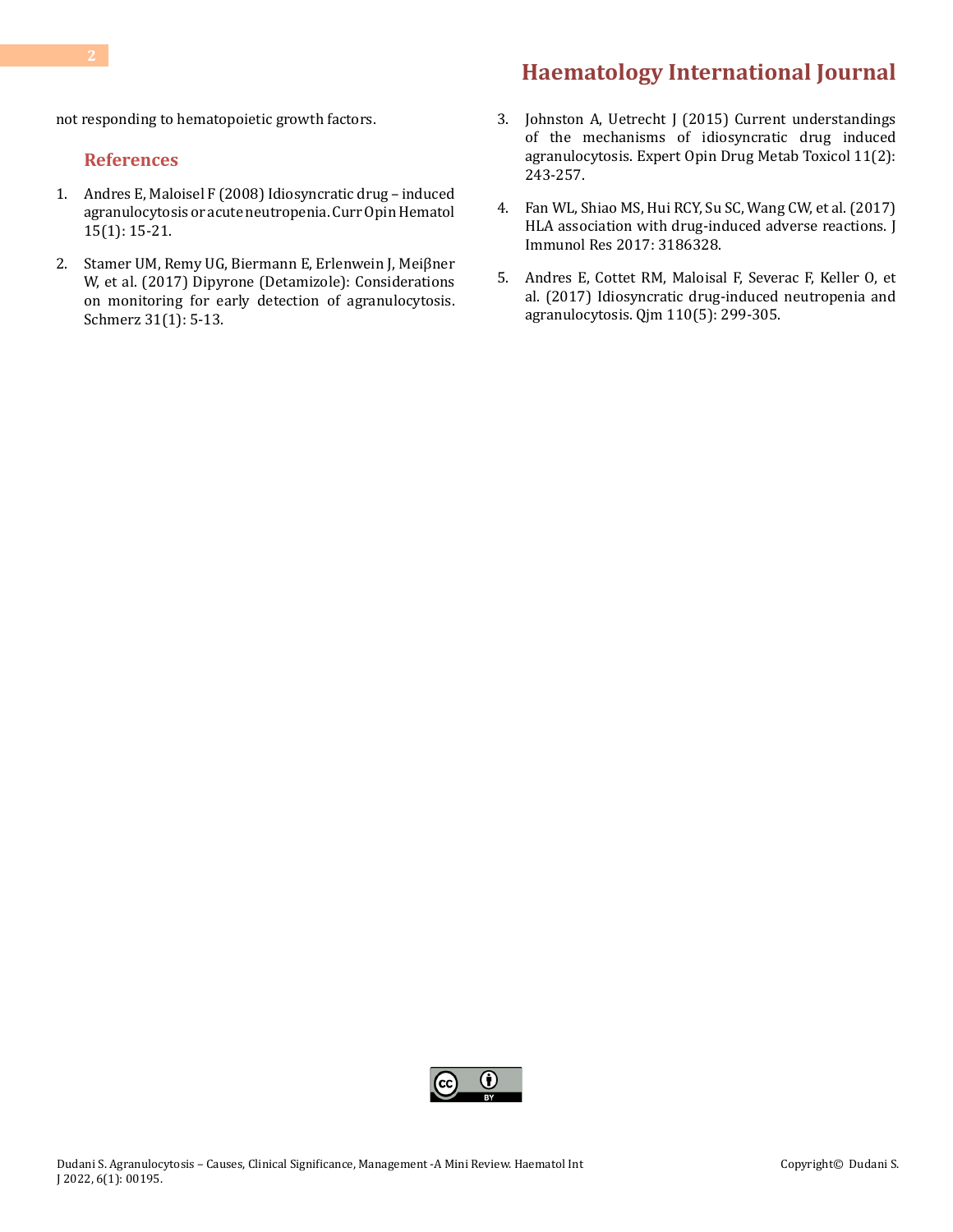not responding to hematopoietic growth factors.

## References

1. Andres E, Maloisel F (2008) Idiosyncratic drug – induced agranulocytosis or acute neutropenia. Curr Opin Hematol 15(1): 15-21.

2. Stamer UM, Remy UG, Biermann E, Erlenwein J, Meiβner W, et al. (2017) Dipyrone (Detamizole): Considerations on monitoring for early detection of agranulocytosis. Schmerz 31(1): 5-13.

3. Johnston A, Uetrecht J (2015) Current understandings of the mechanisms of idiosyncratic drug induced agranulocytosis. Expert Opin Drug Metab Toxicol 11(2): 243-257.

4. Fan WL, Shiao MS, Hui RCY, Su SC, Wang CW, et al. (2017) HLA association with drug-induced adverse reactions. J Immunol Res 2017: 3186328.

5. Andres E, Cottet RM, Maloisal F, Severac F, Keller O, et al. (2017) Idiosyncratic drug-induced neutropenia and agranulocytosis. Qjm 110(5): 299-305.